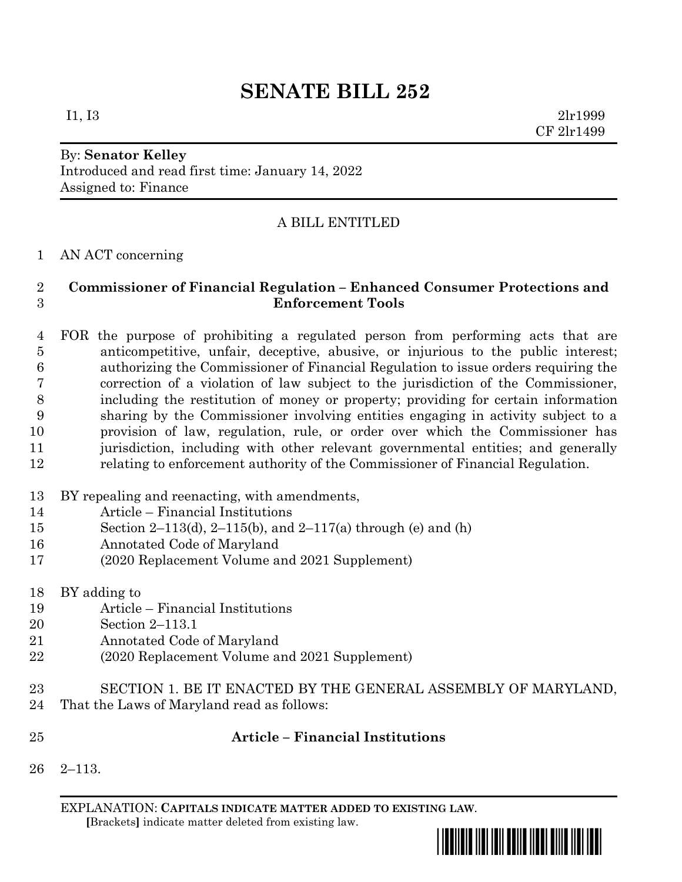# SENATE BILL 252

I1, I3 2lr1999
CF 2lr1499

By: **Senator Kelley**
Introduced and read first time: January 14, 2022
Assigned to: Finance

A BILL ENTITLED

AN ACT concerning

**Commissioner of Financial Regulation – Enhanced Consumer Protections and Enforcement Tools**

FOR the purpose of prohibiting a regulated person from performing acts that are anticompetitive, unfair, deceptive, abusive, or injurious to the public interest; authorizing the Commissioner of Financial Regulation to issue orders requiring the correction of a violation of law subject to the jurisdiction of the Commissioner, including the restitution of money or property; providing for certain information sharing by the Commissioner involving entities engaging in activity subject to a provision of law, regulation, rule, or order over which the Commissioner has jurisdiction, including with other relevant governmental entities; and generally relating to enforcement authority of the Commissioner of Financial Regulation.

BY repealing and reenacting, with amendments,
Article – Financial Institutions
Section 2–113(d), 2–115(b), and 2–117(a) through (e) and (h)
Annotated Code of Maryland
(2020 Replacement Volume and 2021 Supplement)

BY adding to
Article – Financial Institutions
Section 2–113.1
Annotated Code of Maryland
(2020 Replacement Volume and 2021 Supplement)

SECTION 1. BE IT ENACTED BY THE GENERAL ASSEMBLY OF MARYLAND, That the Laws of Maryland read as follows:

**Article – Financial Institutions**

2–113.

EXPLANATION: **CAPITALS INDICATE MATTER ADDED TO EXISTING LAW.**
**[**Brackets**]** indicate matter deleted from existing law.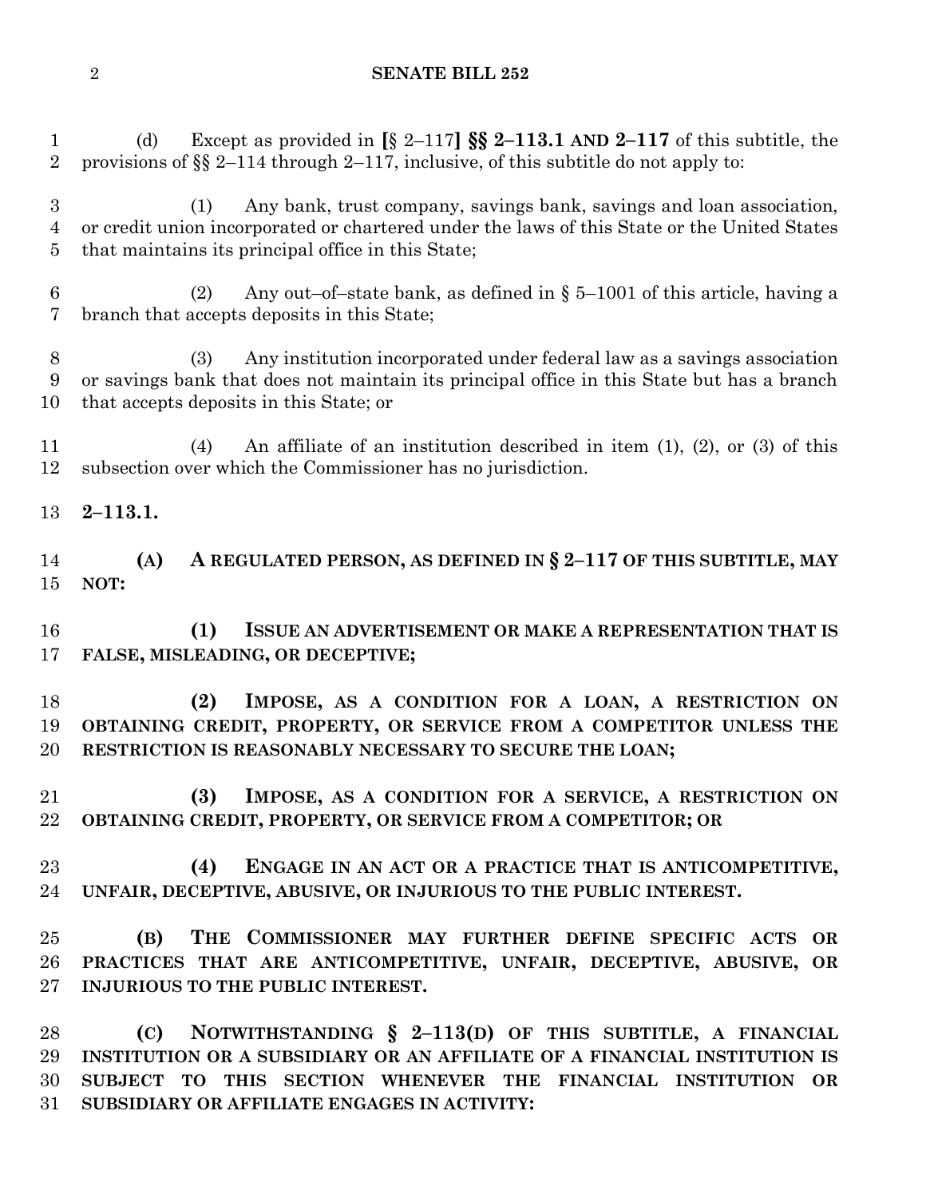(d) Except as provided in [§ 2–117] **§§ 2–113.1 AND 2–117** of this subtitle, the provisions of §§ 2–114 through 2–117, inclusive, of this subtitle do not apply to:

(1) Any bank, trust company, savings bank, savings and loan association, or credit union incorporated or chartered under the laws of this State or the United States that maintains its principal office in this State;

(2) Any out–of–state bank, as defined in § 5–1001 of this article, having a branch that accepts deposits in this State;

(3) Any institution incorporated under federal law as a savings association or savings bank that does not maintain its principal office in this State but has a branch that accepts deposits in this State; or

(4) An affiliate of an institution described in item (1), (2), or (3) of this subsection over which the Commissioner has no jurisdiction.

**2–113.1.**

**(A) A REGULATED PERSON, AS DEFINED IN § 2–117 OF THIS SUBTITLE, MAY NOT:**

**(1) ISSUE AN ADVERTISEMENT OR MAKE A REPRESENTATION THAT IS FALSE, MISLEADING, OR DECEPTIVE;**

**(2) IMPOSE, AS A CONDITION FOR A LOAN, A RESTRICTION ON OBTAINING CREDIT, PROPERTY, OR SERVICE FROM A COMPETITOR UNLESS THE RESTRICTION IS REASONABLY NECESSARY TO SECURE THE LOAN;**

**(3) IMPOSE, AS A CONDITION FOR A SERVICE, A RESTRICTION ON OBTAINING CREDIT, PROPERTY, OR SERVICE FROM A COMPETITOR; OR**

**(4) ENGAGE IN AN ACT OR A PRACTICE THAT IS ANTICOMPETITIVE, UNFAIR, DECEPTIVE, ABUSIVE, OR INJURIOUS TO THE PUBLIC INTEREST.**

**(B) THE COMMISSIONER MAY FURTHER DEFINE SPECIFIC ACTS OR PRACTICES THAT ARE ANTICOMPETITIVE, UNFAIR, DECEPTIVE, ABUSIVE, OR INJURIOUS TO THE PUBLIC INTEREST.**

**(C) NOTWITHSTANDING § 2–113(D) OF THIS SUBTITLE, A FINANCIAL INSTITUTION OR A SUBSIDIARY OR AN AFFILIATE OF A FINANCIAL INSTITUTION IS SUBJECT TO THIS SECTION WHENEVER THE FINANCIAL INSTITUTION OR SUBSIDIARY OR AFFILIATE ENGAGES IN ACTIVITY:**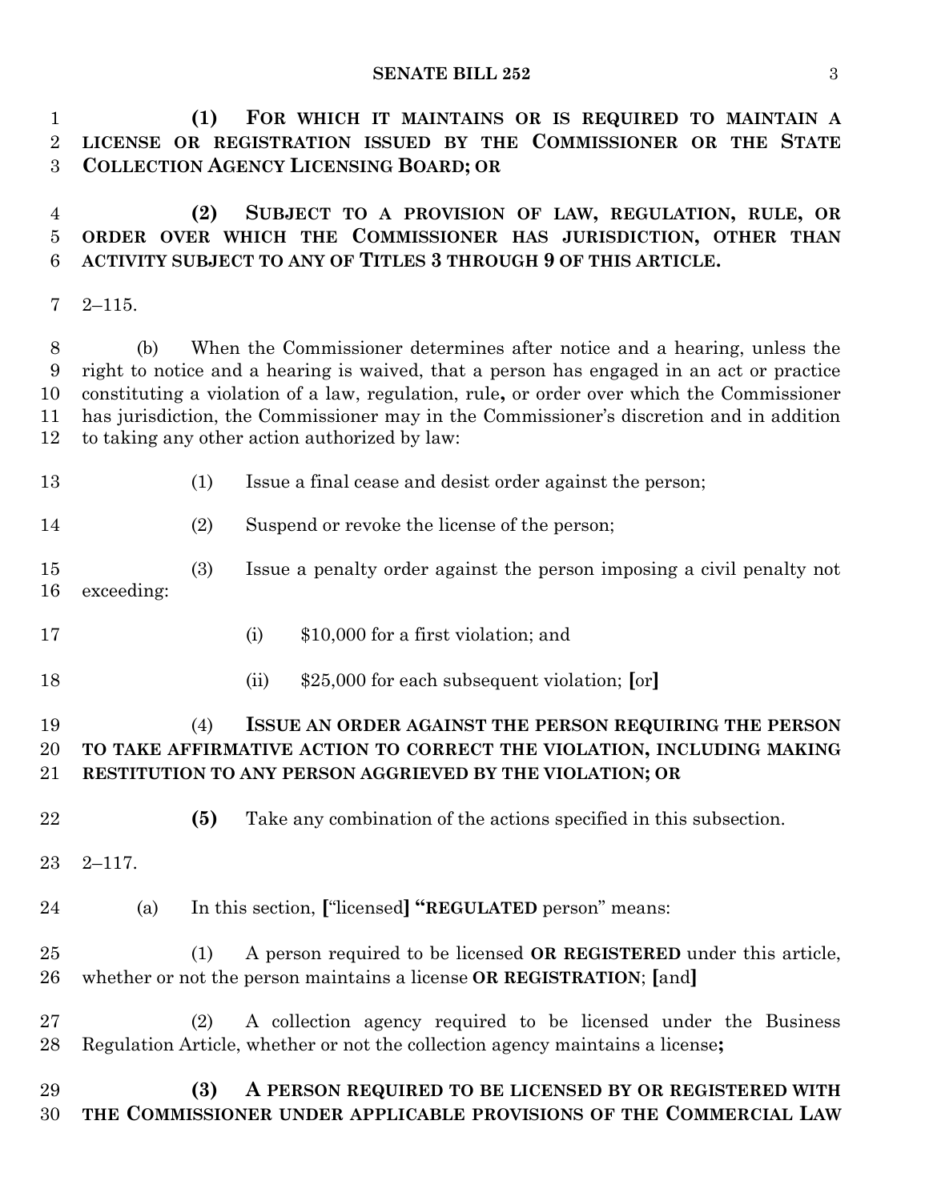**(1) FOR WHICH IT MAINTAINS OR IS REQUIRED TO MAINTAIN A LICENSE OR REGISTRATION ISSUED BY THE COMMISSIONER OR THE STATE COLLECTION AGENCY LICENSING BOARD; OR**

**(2) SUBJECT TO A PROVISION OF LAW, REGULATION, RULE, OR ORDER OVER WHICH THE COMMISSIONER HAS JURISDICTION, OTHER THAN ACTIVITY SUBJECT TO ANY OF TITLES 3 THROUGH 9 OF THIS ARTICLE.**

2–115.

(b) When the Commissioner determines after notice and a hearing, unless the right to notice and a hearing is waived, that a person has engaged in an act or practice constituting a violation of a law, regulation, rule**,** or order over which the Commissioner has jurisdiction, the Commissioner may in the Commissioner's discretion and in addition to taking any other action authorized by law:

(1) Issue a final cease and desist order against the person;

(2) Suspend or revoke the license of the person;

(3) Issue a penalty order against the person imposing a civil penalty not exceeding:

(i) $10,000 for a first violation; and

(ii) $25,000 for each subsequent violation; **[**or**]**

(4) **ISSUE AN ORDER AGAINST THE PERSON REQUIRING THE PERSON TO TAKE AFFIRMATIVE ACTION TO CORRECT THE VIOLATION, INCLUDING MAKING RESTITUTION TO ANY PERSON AGGRIEVED BY THE VIOLATION; OR**

**(5)** Take any combination of the actions specified in this subsection.

2–117.

(a) In this section, **[**"licensed**] "REGULATED** person" means:

(1) A person required to be licensed **OR REGISTERED** under this article, whether or not the person maintains a license **OR REGISTRATION**; **[**and**]**

(2) A collection agency required to be licensed under the Business Regulation Article, whether or not the collection agency maintains a license**;**

**(3) A PERSON REQUIRED TO BE LICENSED BY OR REGISTERED WITH THE COMMISSIONER UNDER APPLICABLE PROVISIONS OF THE COMMERCIAL LAW**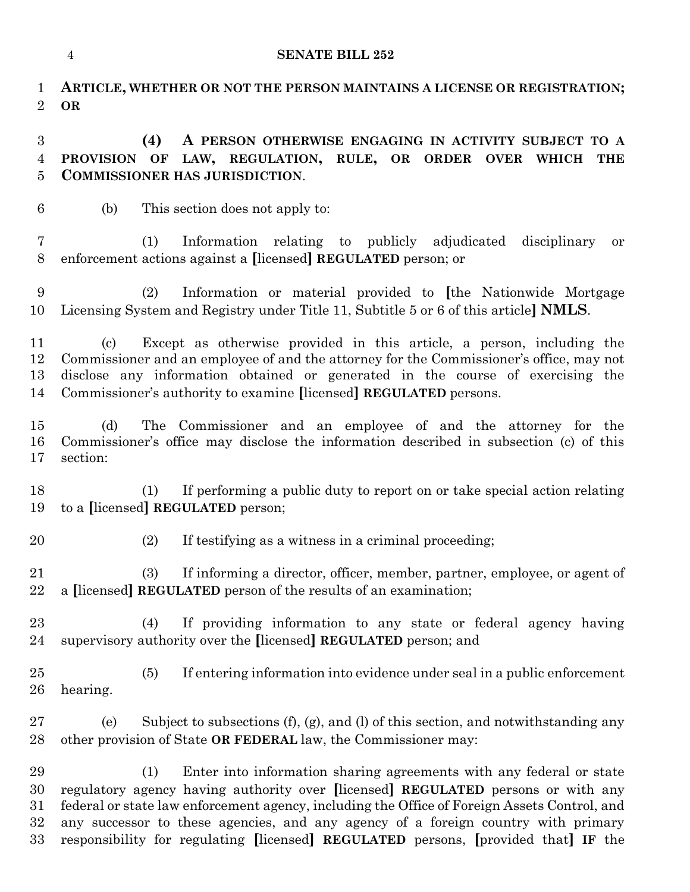**ARTICLE, WHETHER OR NOT THE PERSON MAINTAINS A LICENSE OR REGISTRATION; OR**

**(4) A PERSON OTHERWISE ENGAGING IN ACTIVITY SUBJECT TO A PROVISION OF LAW, REGULATION, RULE, OR ORDER OVER WHICH THE COMMISSIONER HAS JURISDICTION**.

(b) This section does not apply to:

(1) Information relating to publicly adjudicated disciplinary or enforcement actions against a **[**licensed**]** **REGULATED** person; or

(2) Information or material provided to **[**the Nationwide Mortgage Licensing System and Registry under Title 11, Subtitle 5 or 6 of this article**]** **NMLS**.

(c) Except as otherwise provided in this article, a person, including the Commissioner and an employee of and the attorney for the Commissioner's office, may not disclose any information obtained or generated in the course of exercising the Commissioner's authority to examine **[**licensed**]** **REGULATED** persons.

(d) The Commissioner and an employee of and the attorney for the Commissioner's office may disclose the information described in subsection (c) of this section:

(1) If performing a public duty to report on or take special action relating to a **[**licensed**]** **REGULATED** person;

(2) If testifying as a witness in a criminal proceeding;

(3) If informing a director, officer, member, partner, employee, or agent of a **[**licensed**]** **REGULATED** person of the results of an examination;

(4) If providing information to any state or federal agency having supervisory authority over the **[**licensed**]** **REGULATED** person; and

(5) If entering information into evidence under seal in a public enforcement hearing.

(e) Subject to subsections (f), (g), and (l) of this section, and notwithstanding any other provision of State **OR FEDERAL** law, the Commissioner may:

(1) Enter into information sharing agreements with any federal or state regulatory agency having authority over **[**licensed**]** **REGULATED** persons or with any federal or state law enforcement agency, including the Office of Foreign Assets Control, and any successor to these agencies, and any agency of a foreign country with primary responsibility for regulating **[**licensed**]** **REGULATED** persons, **[**provided that**]** **IF** the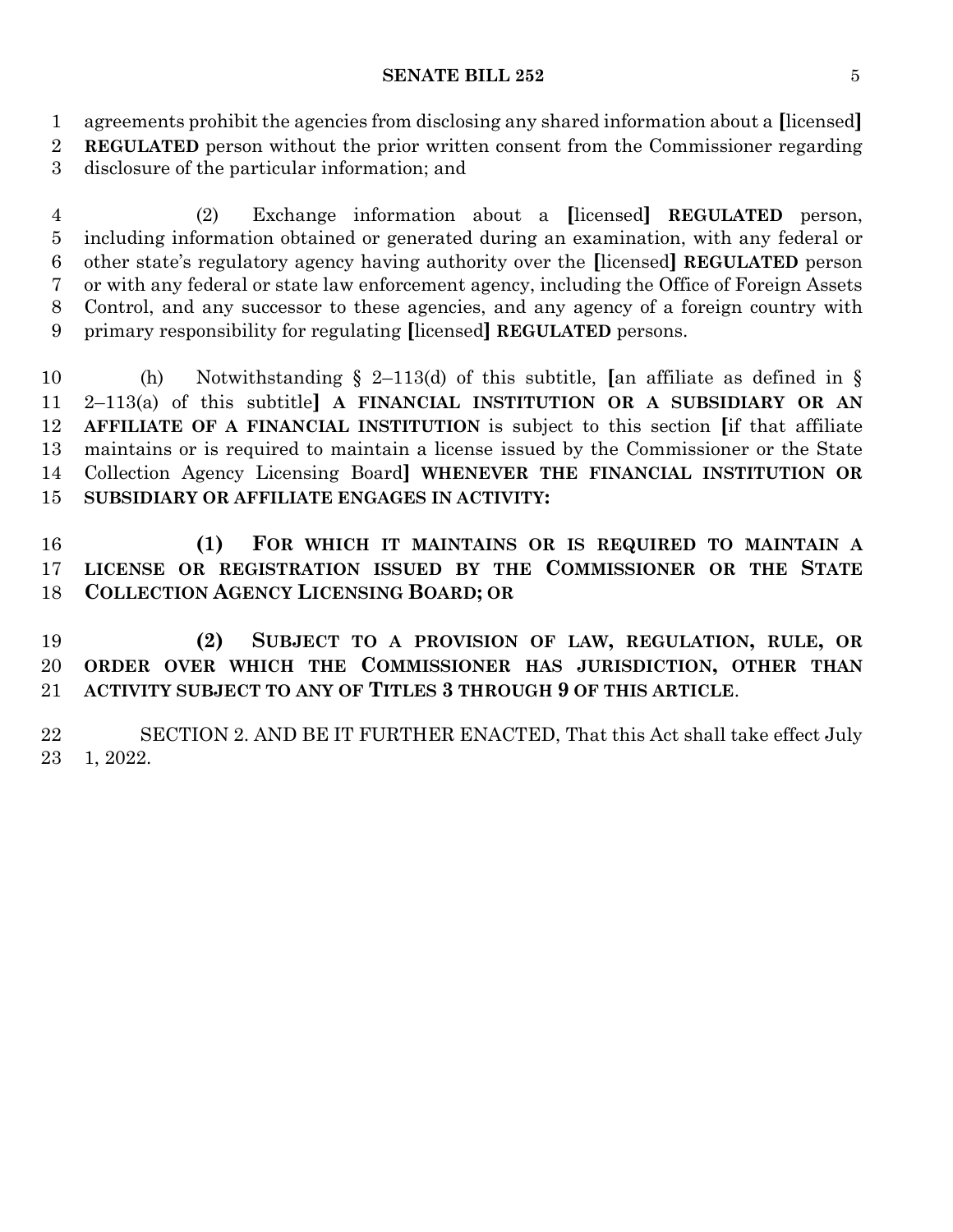agreements prohibit the agencies from disclosing any shared information about a [licensed] **REGULATED** person without the prior written consent from the Commissioner regarding disclosure of the particular information; and

(2) Exchange information about a [licensed] **REGULATED** person, including information obtained or generated during an examination, with any federal or other state's regulatory agency having authority over the [licensed] **REGULATED** person or with any federal or state law enforcement agency, including the Office of Foreign Assets Control, and any successor to these agencies, and any agency of a foreign country with primary responsibility for regulating [licensed] **REGULATED** persons.

(h) Notwithstanding § 2–113(d) of this subtitle, [an affiliate as defined in § 2–113(a) of this subtitle] **A FINANCIAL INSTITUTION OR A SUBSIDIARY OR AN AFFILIATE OF A FINANCIAL INSTITUTION** is subject to this section [if that affiliate maintains or is required to maintain a license issued by the Commissioner or the State Collection Agency Licensing Board] **WHENEVER THE FINANCIAL INSTITUTION OR SUBSIDIARY OR AFFILIATE ENGAGES IN ACTIVITY:**

**(1) FOR WHICH IT MAINTAINS OR IS REQUIRED TO MAINTAIN A LICENSE OR REGISTRATION ISSUED BY THE COMMISSIONER OR THE STATE COLLECTION AGENCY LICENSING BOARD; OR**

**(2) SUBJECT TO A PROVISION OF LAW, REGULATION, RULE, OR ORDER OVER WHICH THE COMMISSIONER HAS JURISDICTION, OTHER THAN ACTIVITY SUBJECT TO ANY OF TITLES 3 THROUGH 9 OF THIS ARTICLE**.

SECTION 2. AND BE IT FURTHER ENACTED, That this Act shall take effect July 1, 2022.